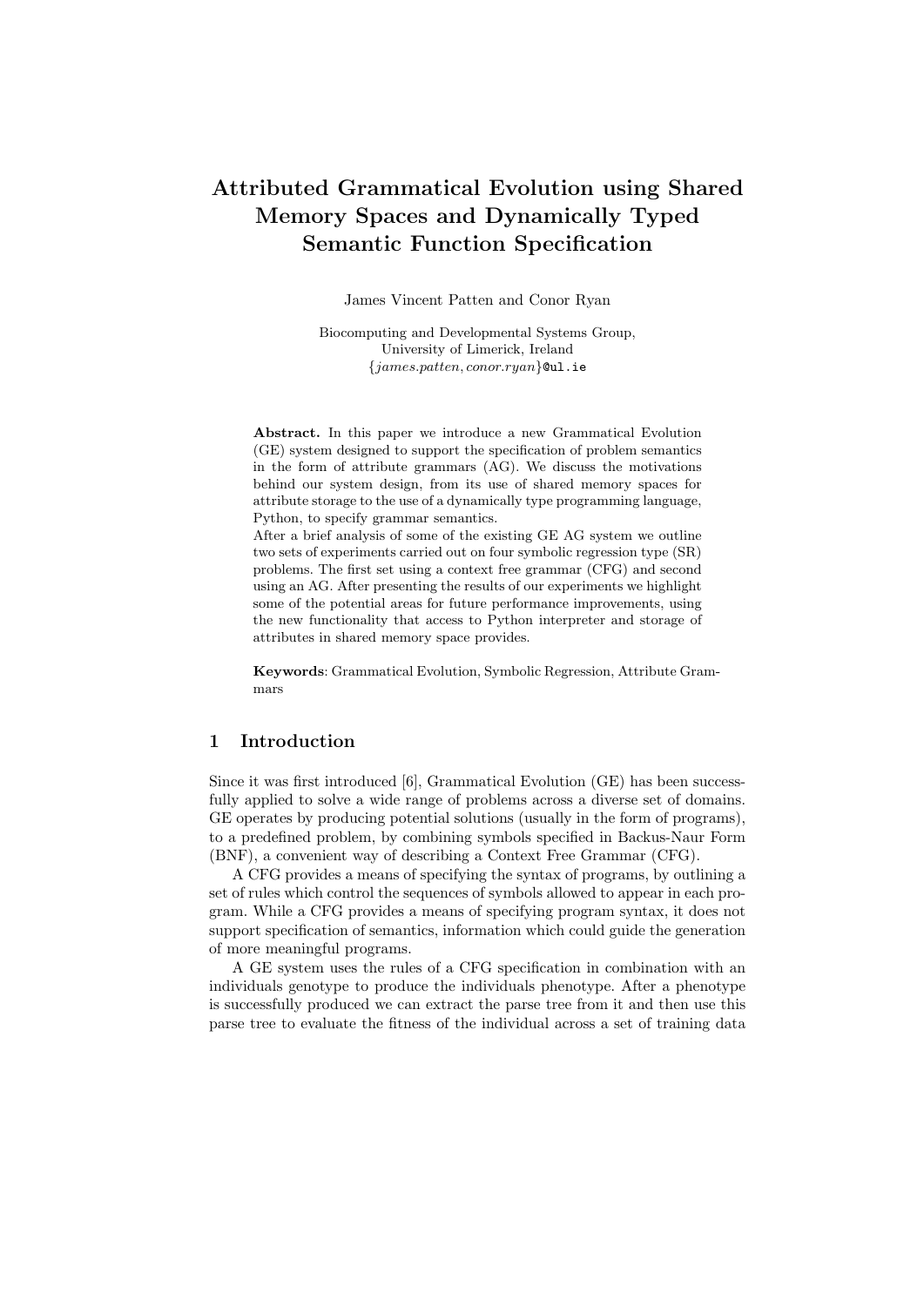# Attributed Grammatical Evolution using Shared Memory Spaces and Dynamically Typed Semantic Function Specification

James Vincent Patten and Conor Ryan

Biocomputing and Developmental Systems Group,
University of Limerick, Ireland
{*james.patten*, *conor.ryan*}@ul.ie

**Abstract.** In this paper we introduce a new Grammatical Evolution (GE) system designed to support the specification of problem semantics in the form of attribute grammars (AG). We discuss the motivations behind our system design, from its use of shared memory spaces for attribute storage to the use of a dynamically type programming language, Python, to specify grammar semantics.
After a brief analysis of some of the existing GE AG system we outline two sets of experiments carried out on four symbolic regression type (SR) problems. The first set using a context free grammar (CFG) and second using an AG. After presenting the results of our experiments we highlight some of the potential areas for future performance improvements, using the new functionality that access to Python interpreter and storage of attributes in shared memory space provides.

**Keywords**: Grammatical Evolution, Symbolic Regression, Attribute Grammars

## 1 Introduction

Since it was first introduced [6], Grammatical Evolution (GE) has been successfully applied to solve a wide range of problems across a diverse set of domains. GE operates by producing potential solutions (usually in the form of programs), to a predefined problem, by combining symbols specified in Backus-Naur Form (BNF), a convenient way of describing a Context Free Grammar (CFG).

A CFG provides a means of specifying the syntax of programs, by outlining a set of rules which control the sequences of symbols allowed to appear in each program. While a CFG provides a means of specifying program syntax, it does not support specification of semantics, information which could guide the generation of more meaningful programs.

A GE system uses the rules of a CFG specification in combination with an individuals genotype to produce the individuals phenotype. After a phenotype is successfully produced we can extract the parse tree from it and then use this parse tree to evaluate the fitness of the individual across a set of training data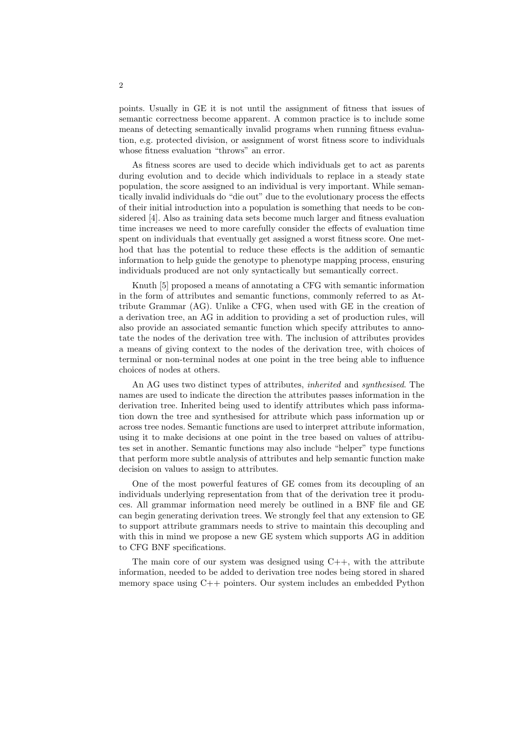points. Usually in GE it is not until the assignment of fitness that issues of semantic correctness become apparent. A common practice is to include some means of detecting semantically invalid programs when running fitness evaluation, e.g. protected division, or assignment of worst fitness score to individuals whose fitness evaluation "throws" an error.

As fitness scores are used to decide which individuals get to act as parents during evolution and to decide which individuals to replace in a steady state population, the score assigned to an individual is very important. While semantically invalid individuals do "die out" due to the evolutionary process the effects of their initial introduction into a population is something that needs to be considered [4]. Also as training data sets become much larger and fitness evaluation time increases we need to more carefully consider the effects of evaluation time spent on individuals that eventually get assigned a worst fitness score. One method that has the potential to reduce these effects is the addition of semantic information to help guide the genotype to phenotype mapping process, ensuring individuals produced are not only syntactically but semantically correct.

Knuth [5] proposed a means of annotating a CFG with semantic information in the form of attributes and semantic functions, commonly referred to as Attribute Grammar (AG). Unlike a CFG, when used with GE in the creation of a derivation tree, an AG in addition to providing a set of production rules, will also provide an associated semantic function which specify attributes to annotate the nodes of the derivation tree with. The inclusion of attributes provides a means of giving context to the nodes of the derivation tree, with choices of terminal or non-terminal nodes at one point in the tree being able to influence choices of nodes at others.

An AG uses two distinct types of attributes, *inherited* and *synthesised*. The names are used to indicate the direction the attributes passes information in the derivation tree. Inherited being used to identify attributes which pass information down the tree and synthesised for attribute which pass information up or across tree nodes. Semantic functions are used to interpret attribute information, using it to make decisions at one point in the tree based on values of attributes set in another. Semantic functions may also include "helper" type functions that perform more subtle analysis of attributes and help semantic function make decision on values to assign to attributes.

One of the most powerful features of GE comes from its decoupling of an individuals underlying representation from that of the derivation tree it produces. All grammar information need merely be outlined in a BNF file and GE can begin generating derivation trees. We strongly feel that any extension to GE to support attribute grammars needs to strive to maintain this decoupling and with this in mind we propose a new GE system which supports AG in addition to CFG BNF specifications.

The main core of our system was designed using C++, with the attribute information, needed to be added to derivation tree nodes being stored in shared memory space using C++ pointers. Our system includes an embedded Python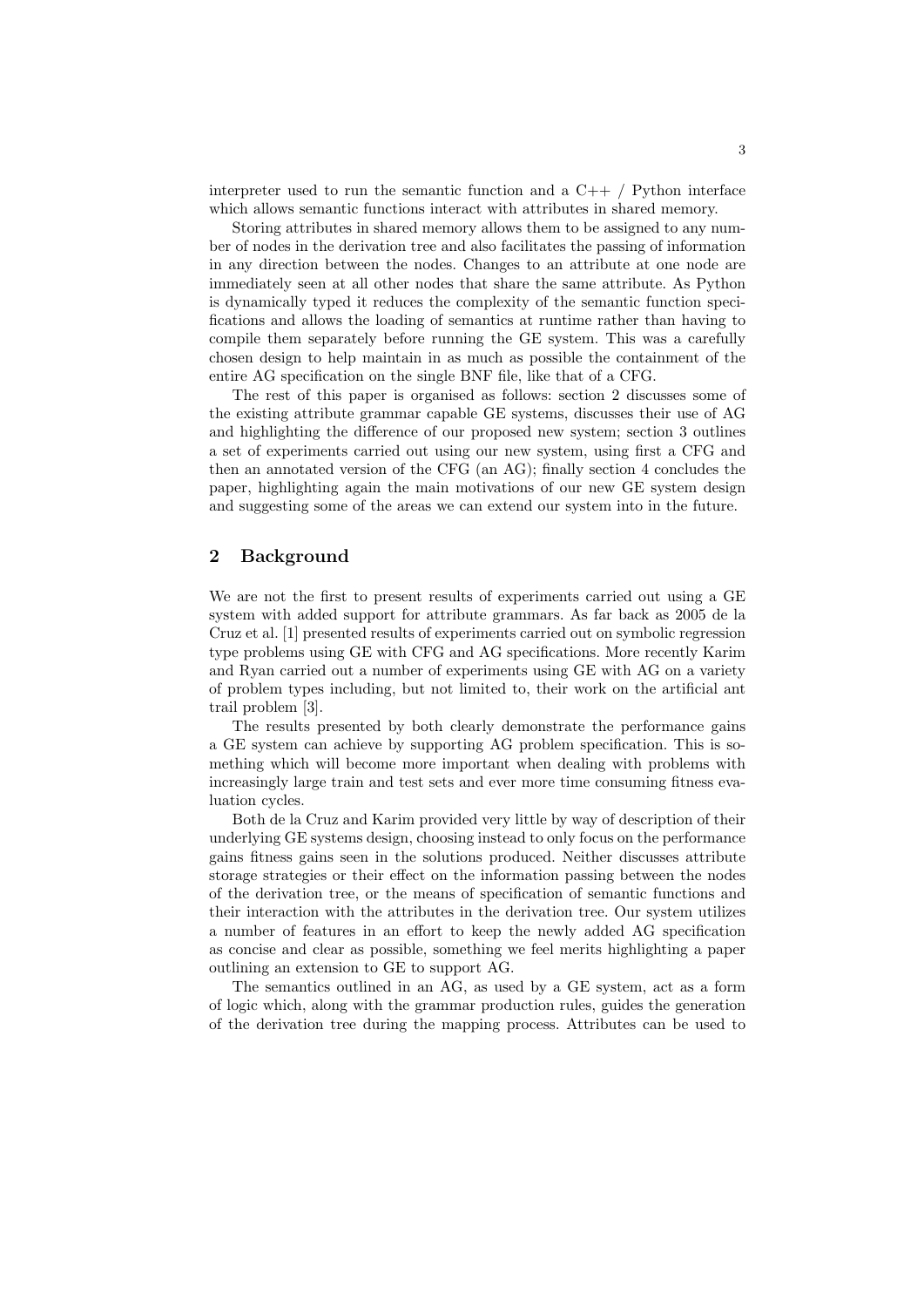interpreter used to run the semantic function and a C++ / Python interface which allows semantic functions interact with attributes in shared memory.

Storing attributes in shared memory allows them to be assigned to any number of nodes in the derivation tree and also facilitates the passing of information in any direction between the nodes. Changes to an attribute at one node are immediately seen at all other nodes that share the same attribute. As Python is dynamically typed it reduces the complexity of the semantic function specifications and allows the loading of semantics at runtime rather than having to compile them separately before running the GE system. This was a carefully chosen design to help maintain in as much as possible the containment of the entire AG specification on the single BNF file, like that of a CFG.

The rest of this paper is organised as follows: section 2 discusses some of the existing attribute grammar capable GE systems, discusses their use of AG and highlighting the difference of our proposed new system; section 3 outlines a set of experiments carried out using our new system, using first a CFG and then an annotated version of the CFG (an AG); finally section 4 concludes the paper, highlighting again the main motivations of our new GE system design and suggesting some of the areas we can extend our system into in the future.

## 2 Background

We are not the first to present results of experiments carried out using a GE system with added support for attribute grammars. As far back as 2005 de la Cruz et al. [1] presented results of experiments carried out on symbolic regression type problems using GE with CFG and AG specifications. More recently Karim and Ryan carried out a number of experiments using GE with AG on a variety of problem types including, but not limited to, their work on the artificial ant trail problem [3].

The results presented by both clearly demonstrate the performance gains a GE system can achieve by supporting AG problem specification. This is something which will become more important when dealing with problems with increasingly large train and test sets and ever more time consuming fitness evaluation cycles.

Both de la Cruz and Karim provided very little by way of description of their underlying GE systems design, choosing instead to only focus on the performance gains fitness gains seen in the solutions produced. Neither discusses attribute storage strategies or their effect on the information passing between the nodes of the derivation tree, or the means of specification of semantic functions and their interaction with the attributes in the derivation tree. Our system utilizes a number of features in an effort to keep the newly added AG specification as concise and clear as possible, something we feel merits highlighting a paper outlining an extension to GE to support AG.

The semantics outlined in an AG, as used by a GE system, act as a form of logic which, along with the grammar production rules, guides the generation of the derivation tree during the mapping process. Attributes can be used to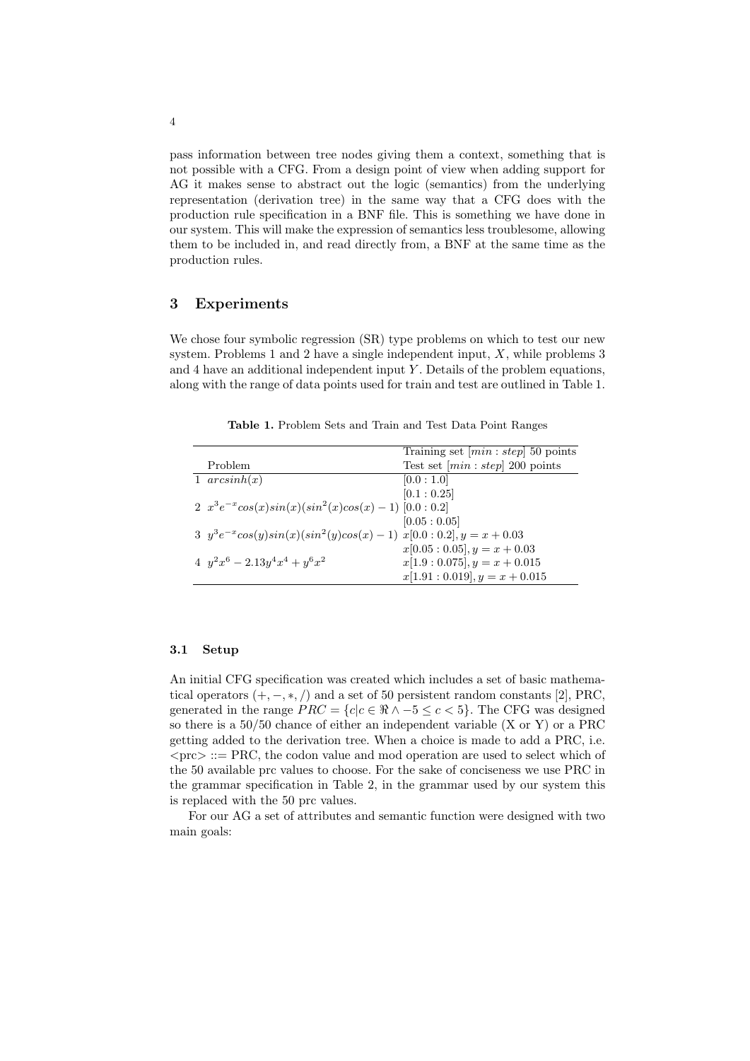pass information between tree nodes giving them a context, something that is not possible with a CFG. From a design point of view when adding support for AG it makes sense to abstract out the logic (semantics) from the underlying representation (derivation tree) in the same way that a CFG does with the production rule specification in a BNF file. This is something we have done in our system. This will make the expression of semantics less troublesome, allowing them to be included in, and read directly from, a BNF at the same time as the production rules.

## 3 Experiments

We chose four symbolic regression (SR) type problems on which to test our new system. Problems 1 and 2 have a single independent input, $X$, while problems 3 and 4 have an additional independent input $Y$. Details of the problem equations, along with the range of data points used for train and test are outlined in Table 1.

**Table 1.** Problem Sets and Train and Test Data Point Ranges

| | Problem | Training set $[min : step]$ 50 points<br>Test set $[min : step]$ 200 points |
|---|---|---|
| 1 | $arcsinh(x)$ | $[0.0 : 1.0]$ |
| | | $[0.1 : 0.25]$ |
| 2 | $x^3e^{-x}cos(x)sin(x)(sin^2(x)cos(x) - 1)$ | $[0.0 : 0.2]$ |
| | | $[0.05 : 0.05]$ |
| 3 | $y^3e^{-x}cos(y)sin(x)(sin^2(y)cos(x) - 1)$ | $x[0.0 : 0.2], y = x + 0.03$ |
| | | $x[0.05 : 0.05], y = x + 0.03$ |
| 4 | $y^2x^6 - 2.13y^4x^4 + y^6x^2$ | $x[1.9 : 0.075], y = x + 0.015$ |
| | | $x[1.91 : 0.019], y = x + 0.015$ |

### 3.1 Setup

An initial CFG specification was created which includes a set of basic mathematical operators $(+, -, *, /)$ and a set of 50 persistent random constants [2], PRC, generated in the range $PRC = \{c | c \in \Re \wedge -5 \leq c < 5\}$. The CFG was designed so there is a 50/50 chance of either an independent variable (X or Y) or a PRC getting added to the derivation tree. When a choice is made to add a PRC, i.e. <prc> ::= PRC, the codon value and mod operation are used to select which of the 50 available prc values to choose. For the sake of conciseness we use PRC in the grammar specification in Table 2, in the grammar used by our system this is replaced with the 50 prc values.

For our AG a set of attributes and semantic function were designed with two main goals: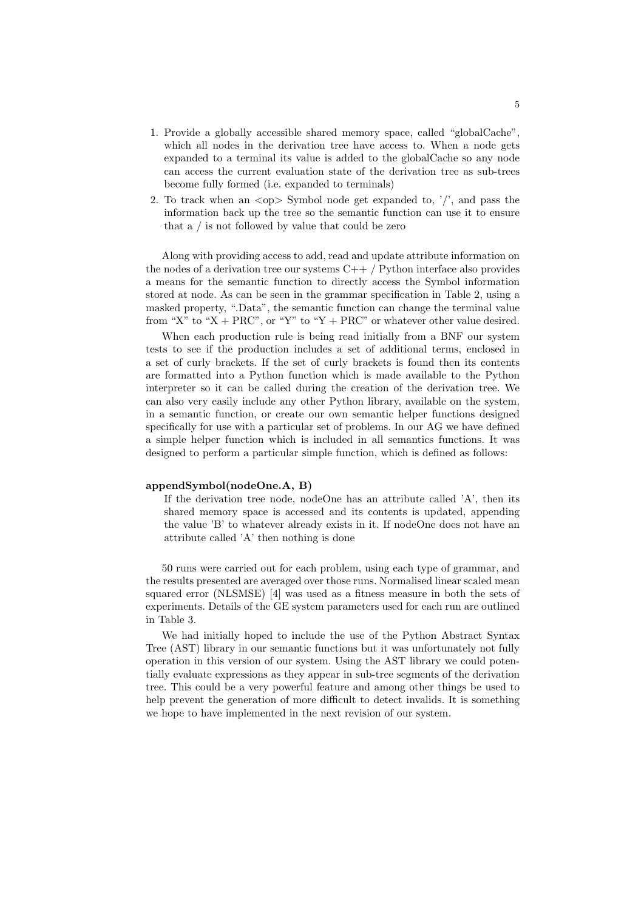1. Provide a globally accessible shared memory space, called "globalCache", which all nodes in the derivation tree have access to. When a node gets expanded to a terminal its value is added to the globalCache so any node can access the current evaluation state of the derivation tree as sub-trees become fully formed (i.e. expanded to terminals)
2. To track when an <op> Symbol node get expanded to, '/', and pass the information back up the tree so the semantic function can use it to ensure that a / is not followed by value that could be zero

Along with providing access to add, read and update attribute information on the nodes of a derivation tree our systems C++ / Python interface also provides a means for the semantic function to directly access the Symbol information stored at node. As can be seen in the grammar specification in Table 2, using a masked property, ".Data", the semantic function can change the terminal value from "X" to "X + PRC", or "Y" to "Y + PRC" or whatever other value desired.

When each production rule is being read initially from a BNF our system tests to see if the production includes a set of additional terms, enclosed in a set of curly brackets. If the set of curly brackets is found then its contents are formatted into a Python function which is made available to the Python interpreter so it can be called during the creation of the derivation tree. We can also very easily include any other Python library, available on the system, in a semantic function, or create our own semantic helper functions designed specifically for use with a particular set of problems. In our AG we have defined a simple helper function which is included in all semantics functions. It was designed to perform a particular simple function, which is defined as follows:

**appendSymbol(nodeOne.A, B)**
: If the derivation tree node, nodeOne has an attribute called 'A', then its shared memory space is accessed and its contents is updated, appending the value 'B' to whatever already exists in it. If nodeOne does not have an attribute called 'A' then nothing is done

50 runs were carried out for each problem, using each type of grammar, and the results presented are averaged over those runs. Normalised linear scaled mean squared error (NLSMSE) [4] was used as a fitness measure in both the sets of experiments. Details of the GE system parameters used for each run are outlined in Table 3.

We had initially hoped to include the use of the Python Abstract Syntax Tree (AST) library in our semantic functions but it was unfortunately not fully operation in this version of our system. Using the AST library we could potentially evaluate expressions as they appear in sub-tree segments of the derivation tree. This could be a very powerful feature and among other things be used to help prevent the generation of more difficult to detect invalids. It is something we hope to have implemented in the next revision of our system.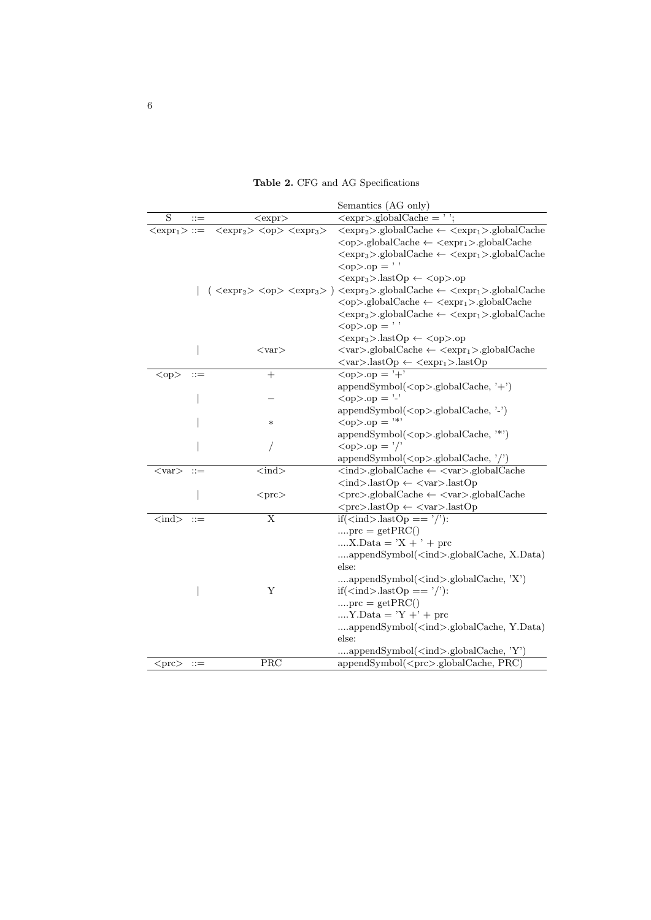**Table 2.** CFG and AG Specifications

| | | | Semantics (AG only) |
|---|---|---|---|
| S | ::= | <expr> | <expr>.globalCache = ' '; |
| <expr$_1$> | ::= | <expr$_2$> <op> <expr$_3$> | <expr$_2$>.globalCache ← <expr$_1$>.globalCache<br><op>.globalCache ← <expr$_1$>.globalCache<br><expr$_3$>.globalCache ← <expr$_1$>.globalCache<br><op>.op = ' '<br><expr$_3$>.lastOp ← <op>.op |
| | \| | ( <expr$_2$> <op> <expr$_3$> ) | <expr$_2$>.globalCache ← <expr$_1$>.globalCache<br><op>.globalCache ← <expr$_1$>.globalCache<br><expr$_3$>.globalCache ← <expr$_1$>.globalCache<br><op>.op = ' '<br><expr$_3$>.lastOp ← <op>.op |
| | \| | <var> | <var>.globalCache ← <expr$_1$>.globalCache<br><var>.lastOp ← <expr$_1$>.lastOp |
| <op> | ::= | + | <op>.op = '+'<br>appendSymbol(<op>.globalCache, '+') |
| | \| | − | <op>.op = '-'<br>appendSymbol(<op>.globalCache, '-') |
| | \| | * | <op>.op = '*'<br>appendSymbol(<op>.globalCache, '*') |
| | \| | / | <op>.op = '/'<br>appendSymbol(<op>.globalCache, '/') |
| <var> | ::= | <ind> | <ind>.globalCache ← <var>.globalCache<br><ind>.lastOp ← <var>.lastOp |
| | \| | <prc> | <prc>.globalCache ← <var>.globalCache<br><prc>.lastOp ← <var>.lastOp |
| <ind> | ::= | X | if(<ind>.lastOp == '/'):<br>....prc = getPRC()<br>....X.Data = 'X + ' + prc<br>....appendSymbol(<ind>.globalCache, X.Data)<br>else:<br>....appendSymbol(<ind>.globalCache, 'X') |
| | \| | Y | if(<ind>.lastOp == '/'):<br>....prc = getPRC()<br>....Y.Data = 'Y +' + prc<br>....appendSymbol(<ind>.globalCache, Y.Data)<br>else:<br>....appendSymbol(<ind>.globalCache, 'Y') |
| <prc> | ::= | PRC | appendSymbol(<prc>.globalCache, PRC) |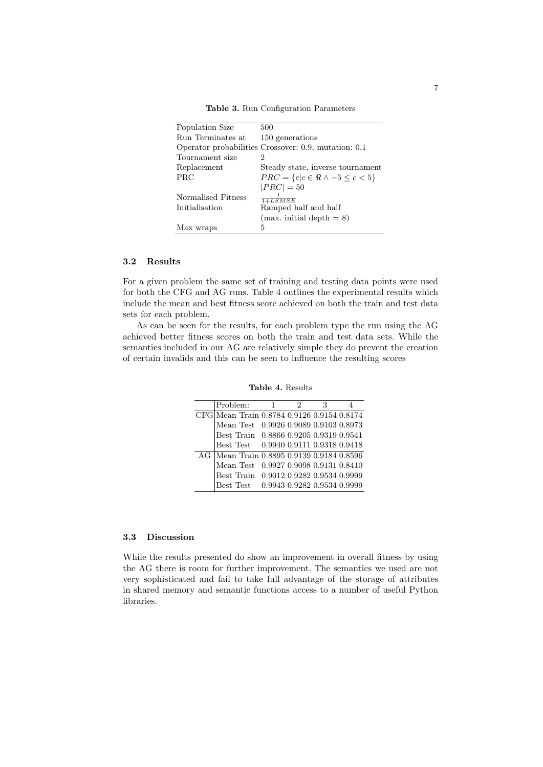**Table 3.** Run Configuration Parameters

| | |
|---|---|
| Population Size | 500 |
| Run Terminates at | 150 generations |
| Operator probabilities | Crossover: 0.9, mutation: 0.1 |
| Tournament size | 2 |
| Replacement | Steady state, inverse tournament |
| PRC | $PRC = \{c \| c \in \Re \wedge -5 \leq c < 5\}$ |
| | $\|PRC\| = 50$ |
| Normalised Fitness | $\frac{1}{1+LSMSE}$ |
| Initialisation | Ramped half and half |
| | (max. initial depth = 8) |
| Max wraps | 5 |

### 3.2 Results

For a given problem the same set of training and testing data points were used for both the CFG and AG runs. Table 4 outlines the experimental results which include the mean and best fitness score achieved on both the train and test data sets for each problem.

As can be seen for the results, for each problem type the run using the AG achieved better fitness scores on both the train and test data sets. While the semantics included in our AG are relatively simple they do prevent the creation of certain invalids and this can be seen to influence the resulting scores

**Table 4.** Results

| | Problem: | 1 | 2 | 3 | 4 |
|---|---|---|---|---|---|
| CFG | Mean Train | 0.8784 | 0.9126 | 0.9154 | 0.8174 |
| | Mean Test | 0.9926 | 0.9089 | 0.9103 | 0.8973 |
| | Best Train | 0.8866 | 0.9205 | 0.9319 | 0.9541 |
| | Best Test | 0.9940 | 0.9111 | 0.9318 | 0.9418 |
| AG | Mean Train | 0.8895 | 0.9139 | 0.9184 | 0.8596 |
| | Mean Test | 0.9927 | 0.9098 | 0.9131 | 0.8410 |
| | Best Train | 0.9012 | 0.9282 | 0.9534 | 0.9999 |
| | Best Test | 0.9943 | 0.9282 | 0.9534 | 0.9999 |

### 3.3 Discussion

While the results presented do show an improvement in overall fitness by using the AG there is room for further improvement. The semantics we used are not very sophisticated and fail to take full advantage of the storage of attributes in shared memory and semantic functions access to a number of useful Python libraries.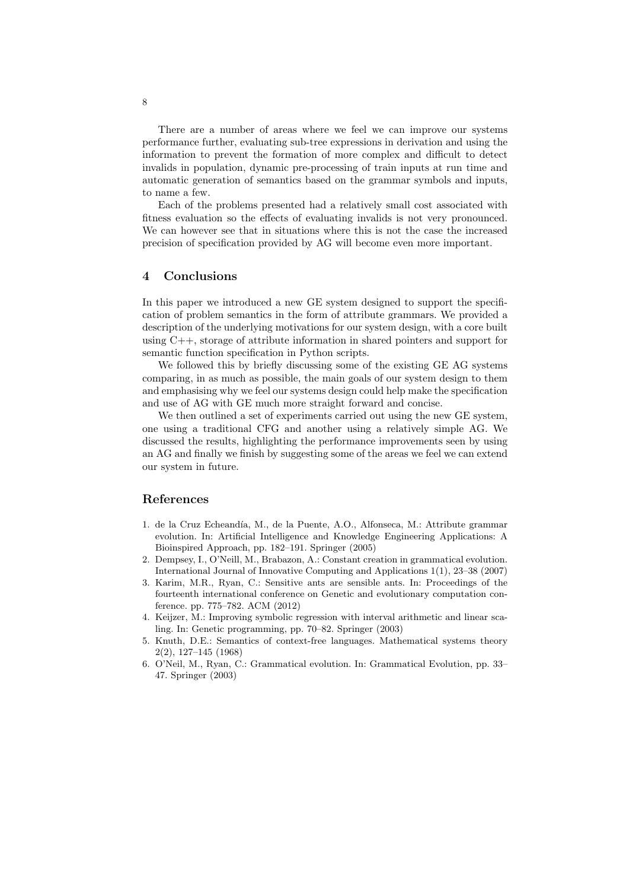There are a number of areas where we feel we can improve our systems performance further, evaluating sub-tree expressions in derivation and using the information to prevent the formation of more complex and difficult to detect invalids in population, dynamic pre-processing of train inputs at run time and automatic generation of semantics based on the grammar symbols and inputs, to name a few.

Each of the problems presented had a relatively small cost associated with fitness evaluation so the effects of evaluating invalids is not very pronounced. We can however see that in situations where this is not the case the increased precision of specification provided by AG will become even more important.

## 4 Conclusions

In this paper we introduced a new GE system designed to support the specification of problem semantics in the form of attribute grammars. We provided a description of the underlying motivations for our system design, with a core built using C++, storage of attribute information in shared pointers and support for semantic function specification in Python scripts.

We followed this by briefly discussing some of the existing GE AG systems comparing, in as much as possible, the main goals of our system design to them and emphasising why we feel our systems design could help make the specification and use of AG with GE much more straight forward and concise.

We then outlined a set of experiments carried out using the new GE system, one using a traditional CFG and another using a relatively simple AG. We discussed the results, highlighting the performance improvements seen by using an AG and finally we finish by suggesting some of the areas we feel we can extend our system in future.

## References

1. de la Cruz Echeandía, M., de la Puente, A.O., Alfonseca, M.: Attribute grammar evolution. In: Artificial Intelligence and Knowledge Engineering Applications: A Bioinspired Approach, pp. 182–191. Springer (2005)
2. Dempsey, I., O'Neill, M., Brabazon, A.: Constant creation in grammatical evolution. International Journal of Innovative Computing and Applications 1(1), 23–38 (2007)
3. Karim, M.R., Ryan, C.: Sensitive ants are sensible ants. In: Proceedings of the fourteenth international conference on Genetic and evolutionary computation conference. pp. 775–782. ACM (2012)
4. Keijzer, M.: Improving symbolic regression with interval arithmetic and linear scaling. In: Genetic programming, pp. 70–82. Springer (2003)
5. Knuth, D.E.: Semantics of context-free languages. Mathematical systems theory 2(2), 127–145 (1968)
6. O'Neil, M., Ryan, C.: Grammatical evolution. In: Grammatical Evolution, pp. 33–47. Springer (2003)